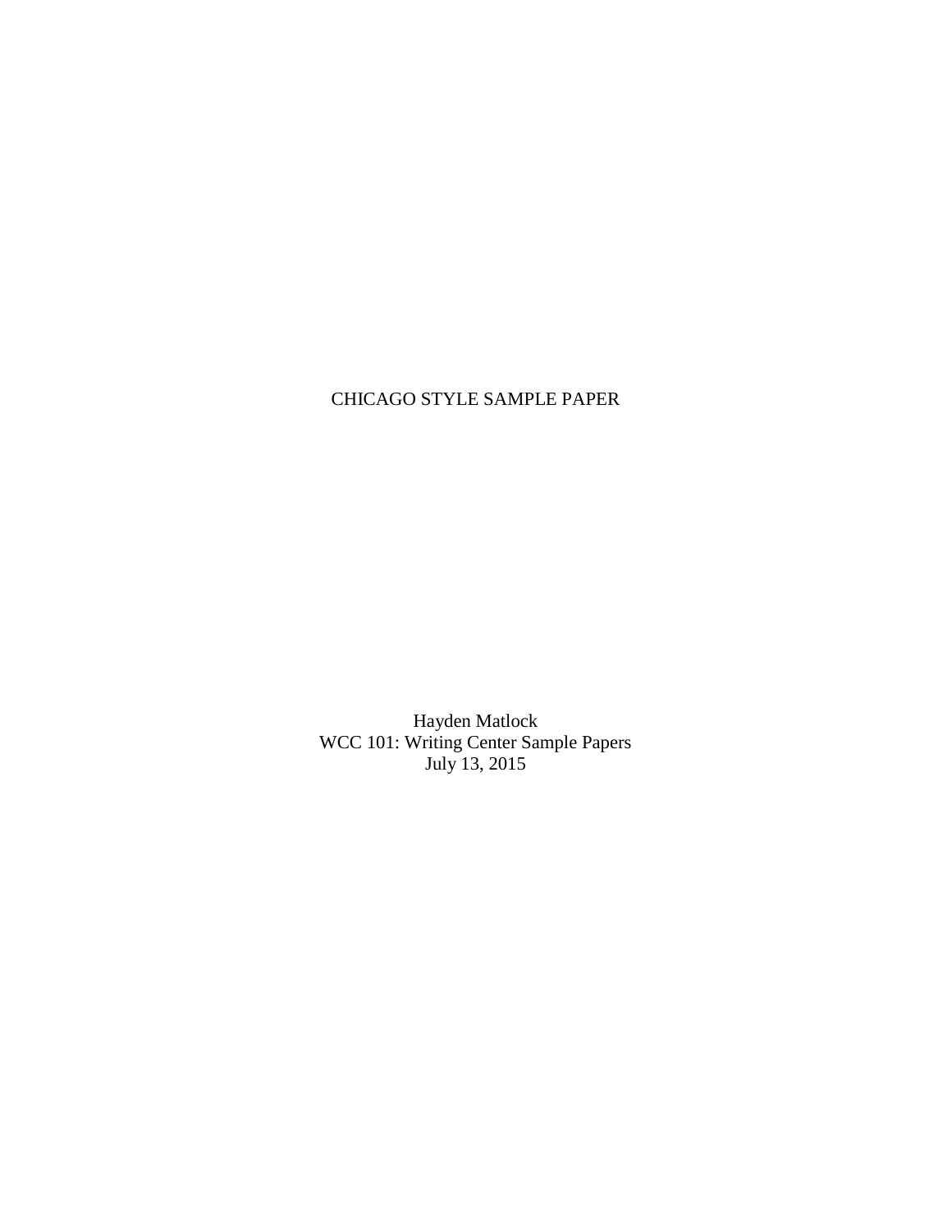# CHICAGO STYLE SAMPLE PAPER

Hayden Matlock
WCC 101: Writing Center Sample Papers
July 13, 2015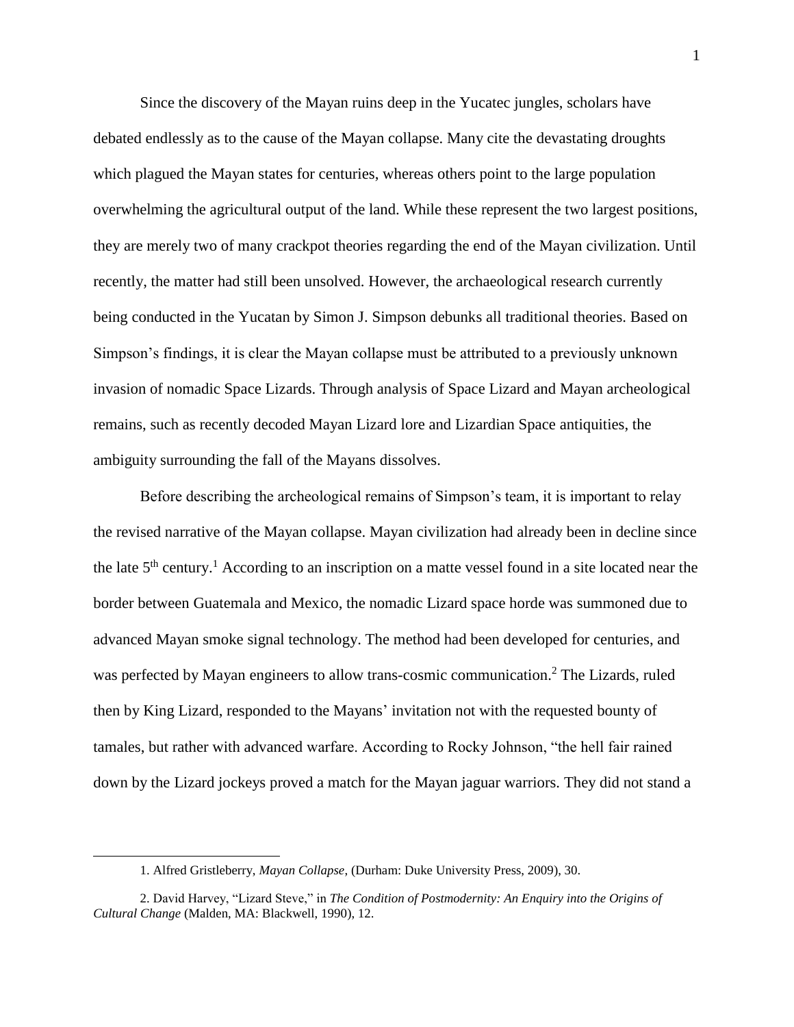Since the discovery of the Mayan ruins deep in the Yucatec jungles, scholars have debated endlessly as to the cause of the Mayan collapse. Many cite the devastating droughts which plagued the Mayan states for centuries, whereas others point to the large population overwhelming the agricultural output of the land. While these represent the two largest positions, they are merely two of many crackpot theories regarding the end of the Mayan civilization. Until recently, the matter had still been unsolved. However, the archaeological research currently being conducted in the Yucatan by Simon J. Simpson debunks all traditional theories. Based on Simpson's findings, it is clear the Mayan collapse must be attributed to a previously unknown invasion of nomadic Space Lizards. Through analysis of Space Lizard and Mayan archeological remains, such as recently decoded Mayan Lizard lore and Lizardian Space antiquities, the ambiguity surrounding the fall of the Mayans dissolves.

Before describing the archeological remains of Simpson's team, it is important to relay the revised narrative of the Mayan collapse. Mayan civilization had already been in decline since the late 5th century.[1] According to an inscription on a matte vessel found in a site located near the border between Guatemala and Mexico, the nomadic Lizard space horde was summoned due to advanced Mayan smoke signal technology. The method had been developed for centuries, and was perfected by Mayan engineers to allow trans-cosmic communication.[2] The Lizards, ruled then by King Lizard, responded to the Mayans' invitation not with the requested bounty of tamales, but rather with advanced warfare. According to Rocky Johnson, "the hell fair rained down by the Lizard jockeys proved a match for the Mayan jaguar warriors. They did not stand a

---

1. Alfred Gristleberry, *Mayan Collapse*, (Durham: Duke University Press, 2009), 30.

2. David Harvey, "Lizard Steve," in *The Condition of Postmodernity: An Enquiry into the Origins of Cultural Change* (Malden, MA: Blackwell, 1990), 12.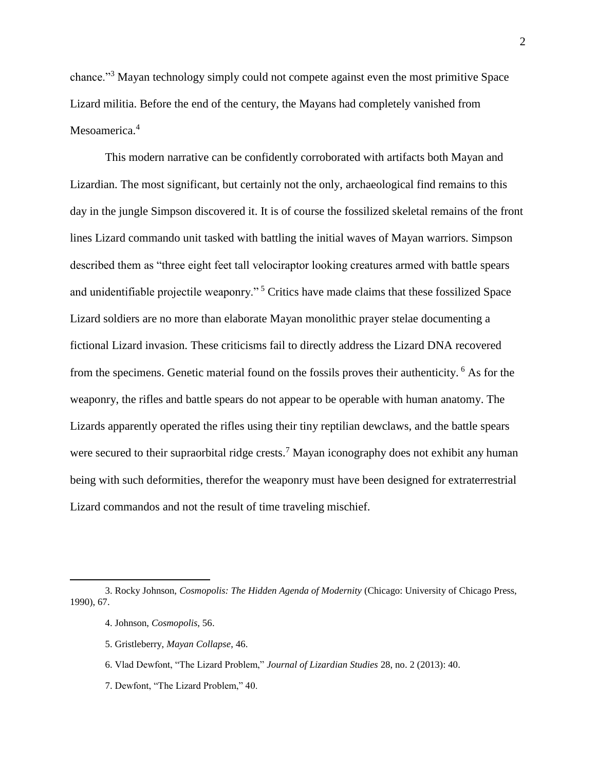chance."[3] Mayan technology simply could not compete against even the most primitive Space Lizard militia. Before the end of the century, the Mayans had completely vanished from Mesoamerica.[4]

This modern narrative can be confidently corroborated with artifacts both Mayan and Lizardian. The most significant, but certainly not the only, archaeological find remains to this day in the jungle Simpson discovered it. It is of course the fossilized skeletal remains of the front lines Lizard commando unit tasked with battling the initial waves of Mayan warriors. Simpson described them as "three eight feet tall velociraptor looking creatures armed with battle spears and unidentifiable projectile weaponry."[5] Critics have made claims that these fossilized Space Lizard soldiers are no more than elaborate Mayan monolithic prayer stelae documenting a fictional Lizard invasion. These criticisms fail to directly address the Lizard DNA recovered from the specimens. Genetic material found on the fossils proves their authenticity.[6] As for the weaponry, the rifles and battle spears do not appear to be operable with human anatomy. The Lizards apparently operated the rifles using their tiny reptilian dewclaws, and the battle spears were secured to their supraorbital ridge crests.[7] Mayan iconography does not exhibit any human being with such deformities, therefor the weaponry must have been designed for extraterrestrial Lizard commandos and not the result of time traveling mischief.

---

3. Rocky Johnson, *Cosmopolis: The Hidden Agenda of Modernity* (Chicago: University of Chicago Press, 1990), 67.

4. Johnson, *Cosmopolis*, 56.

5. Gristleberry, *Mayan Collapse*, 46.

6. Vlad Dewfont, "The Lizard Problem," *Journal of Lizardian Studies* 28, no. 2 (2013): 40.

7. Dewfont, "The Lizard Problem," 40.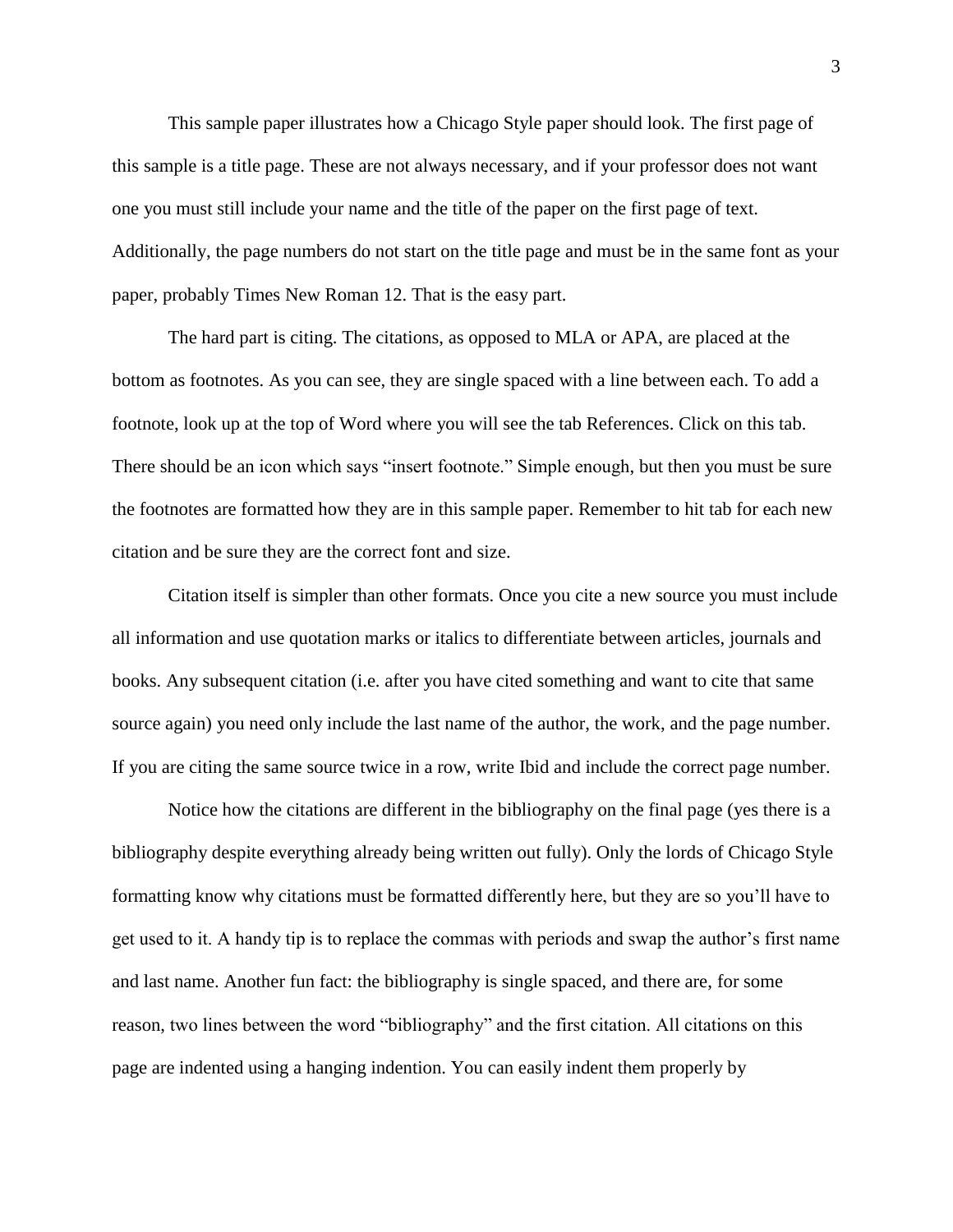This sample paper illustrates how a Chicago Style paper should look. The first page of this sample is a title page. These are not always necessary, and if your professor does not want one you must still include your name and the title of the paper on the first page of text. Additionally, the page numbers do not start on the title page and must be in the same font as your paper, probably Times New Roman 12. That is the easy part.

The hard part is citing. The citations, as opposed to MLA or APA, are placed at the bottom as footnotes. As you can see, they are single spaced with a line between each. To add a footnote, look up at the top of Word where you will see the tab References. Click on this tab. There should be an icon which says "insert footnote." Simple enough, but then you must be sure the footnotes are formatted how they are in this sample paper. Remember to hit tab for each new citation and be sure they are the correct font and size.

Citation itself is simpler than other formats. Once you cite a new source you must include all information and use quotation marks or italics to differentiate between articles, journals and books. Any subsequent citation (i.e. after you have cited something and want to cite that same source again) you need only include the last name of the author, the work, and the page number. If you are citing the same source twice in a row, write Ibid and include the correct page number.

Notice how the citations are different in the bibliography on the final page (yes there is a bibliography despite everything already being written out fully). Only the lords of Chicago Style formatting know why citations must be formatted differently here, but they are so you'll have to get used to it. A handy tip is to replace the commas with periods and swap the author's first name and last name. Another fun fact: the bibliography is single spaced, and there are, for some reason, two lines between the word "bibliography" and the first citation. All citations on this page are indented using a hanging indention. You can easily indent them properly by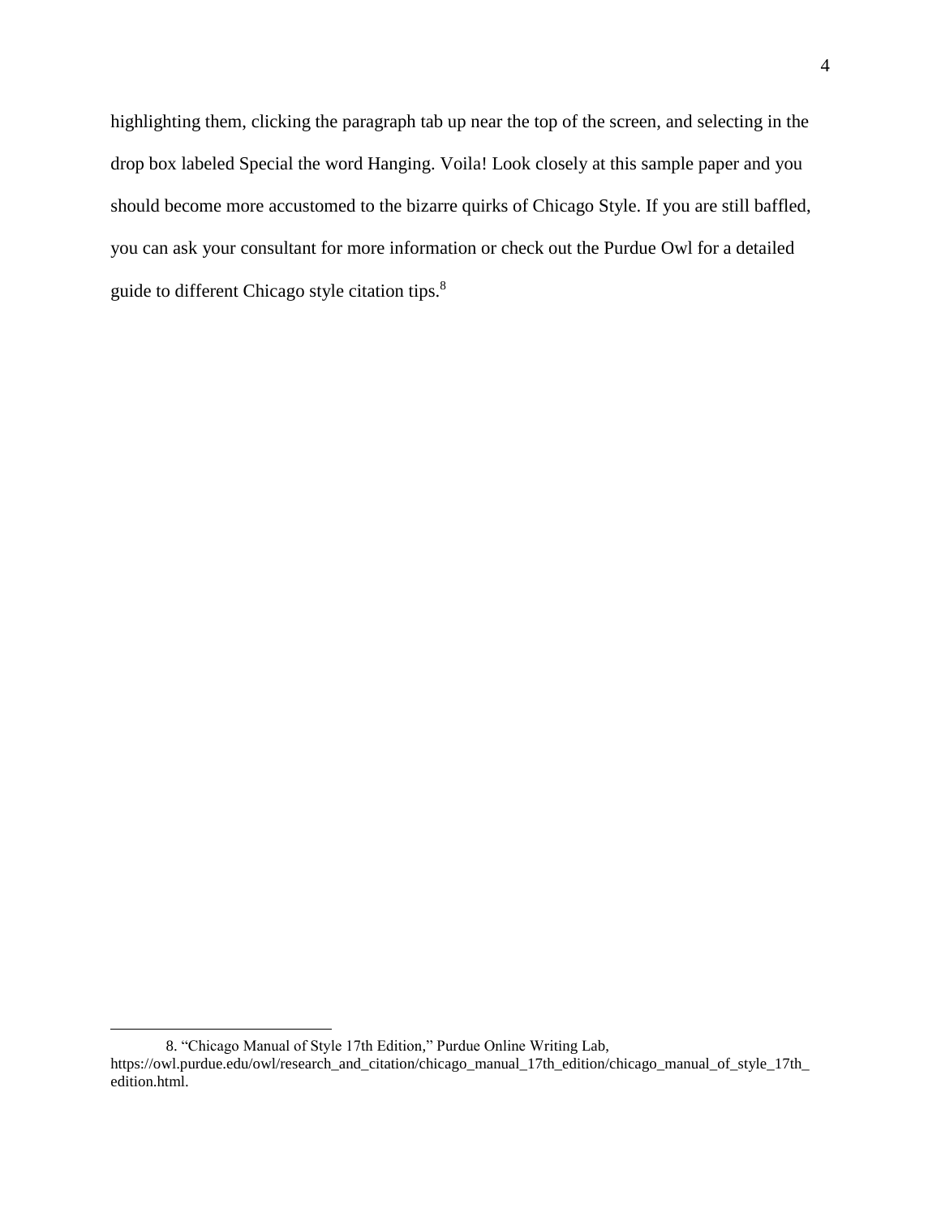highlighting them, clicking the paragraph tab up near the top of the screen, and selecting in the drop box labeled Special the word Hanging. Voila! Look closely at this sample paper and you should become more accustomed to the bizarre quirks of Chicago Style. If you are still baffled, you can ask your consultant for more information or check out the Purdue Owl for a detailed guide to different Chicago style citation tips.[8]

---

8. "Chicago Manual of Style 17th Edition," Purdue Online Writing Lab, https://owl.purdue.edu/owl/research_and_citation/chicago_manual_17th_edition/chicago_manual_of_style_17th_edition.html.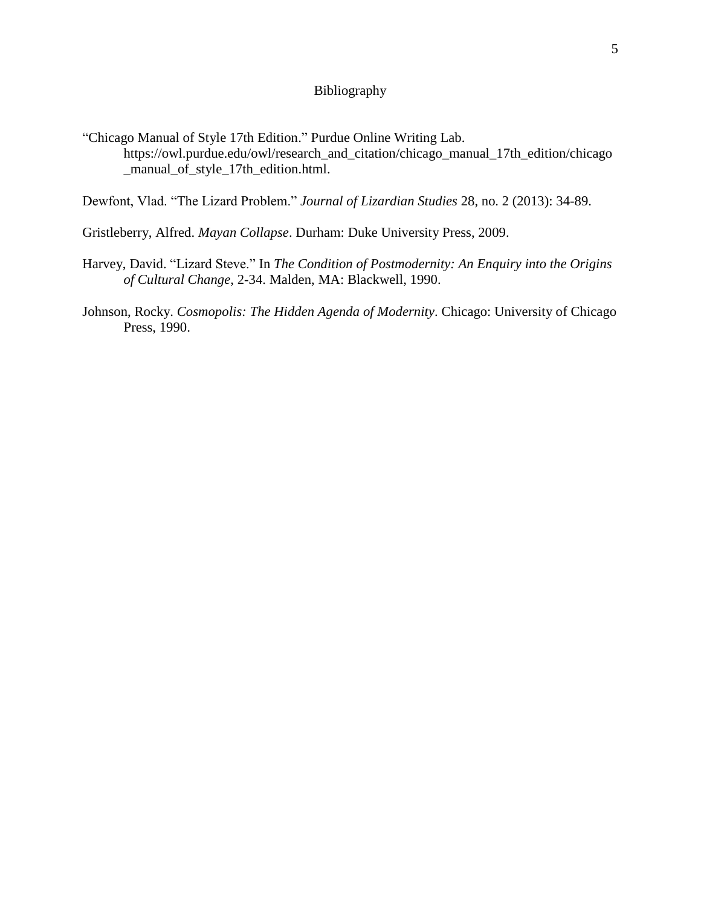# Bibliography

"Chicago Manual of Style 17th Edition." Purdue Online Writing Lab. https://owl.purdue.edu/owl/research_and_citation/chicago_manual_17th_edition/chicago_manual_of_style_17th_edition.html.

Dewfont, Vlad. "The Lizard Problem." *Journal of Lizardian Studies* 28, no. 2 (2013): 34-89.

Gristleberry, Alfred. *Mayan Collapse*. Durham: Duke University Press, 2009.

Harvey, David. "Lizard Steve." In *The Condition of Postmodernity: An Enquiry into the Origins of Cultural Change*, 2-34. Malden, MA: Blackwell, 1990.

Johnson, Rocky. *Cosmopolis: The Hidden Agenda of Modernity*. Chicago: University of Chicago Press, 1990.